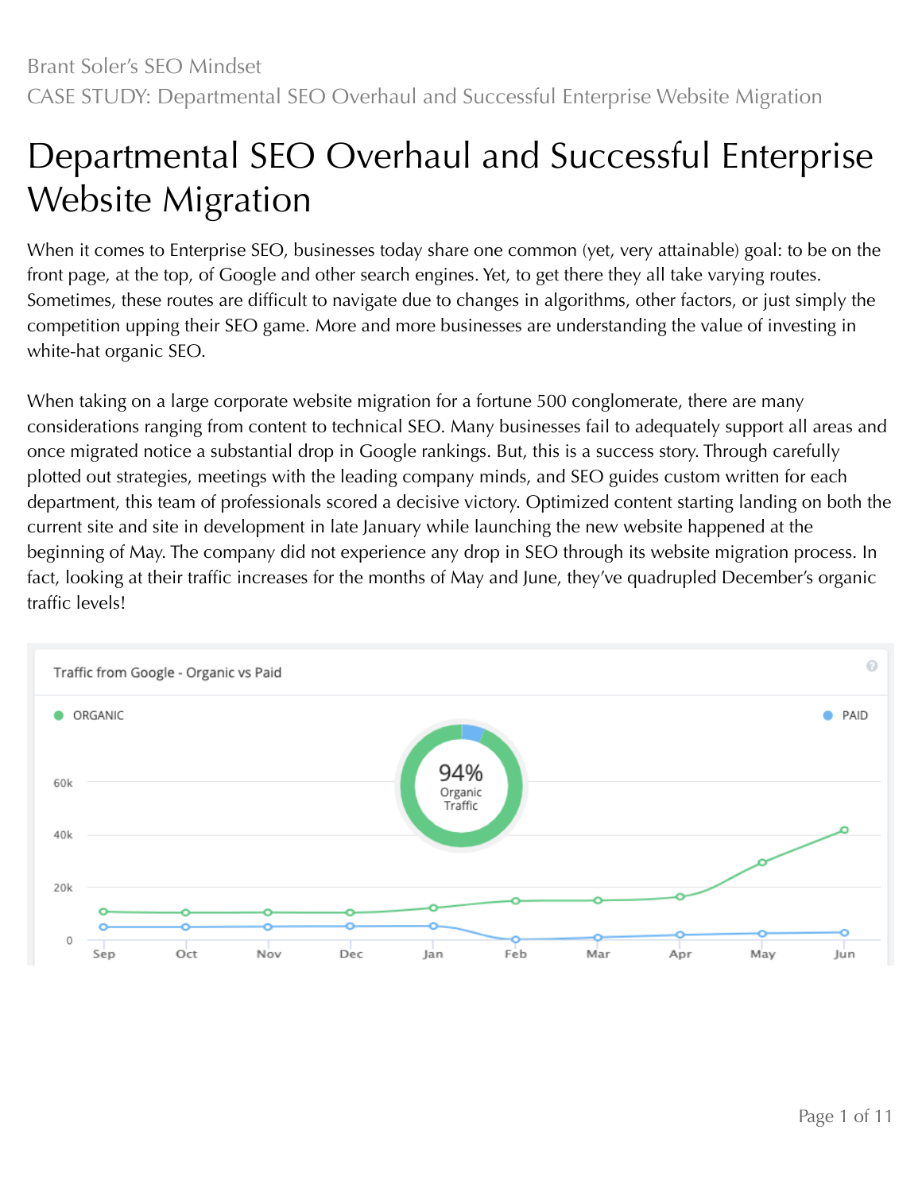# Departmental SEO Overhaul and Successful Enterprise Website Migration

When it comes to Enterprise SEO, businesses today share one common (yet, very attainable) goal: to be on the front page, at the top, of Google and other search engines. Yet, to get there they all take varying routes. Sometimes, these routes are difficult to navigate due to changes in algorithms, other factors, or just simply the competition upping their SEO game. More and more businesses are understanding the value of investing in white-hat organic SEO.

When taking on a large corporate website migration for a fortune 500 conglomerate, there are many considerations ranging from content to technical SEO. Many businesses fail to adequately support all areas and once migrated notice a substantial drop in Google rankings. But, this is a success story. Through carefully plotted out strategies, meetings with the leading company minds, and SEO guides custom written for each department, this team of professionals scored a decisive victory. Optimized content starting landing on both the current site and site in development in late January while launching the new website happened at the beginning of May. The company did not experience any drop in SEO through its website migration process. In fact, looking at their traffic increases for the months of May and June, they've quadrupled December's organic traffic levels!

Traffic from Google - Organic vs Paid

ORGANIC PAID

94% Organic Traffic

60k 40k 20k 0

Sep Oct Nov Dec Jan Feb Mar Apr May Jun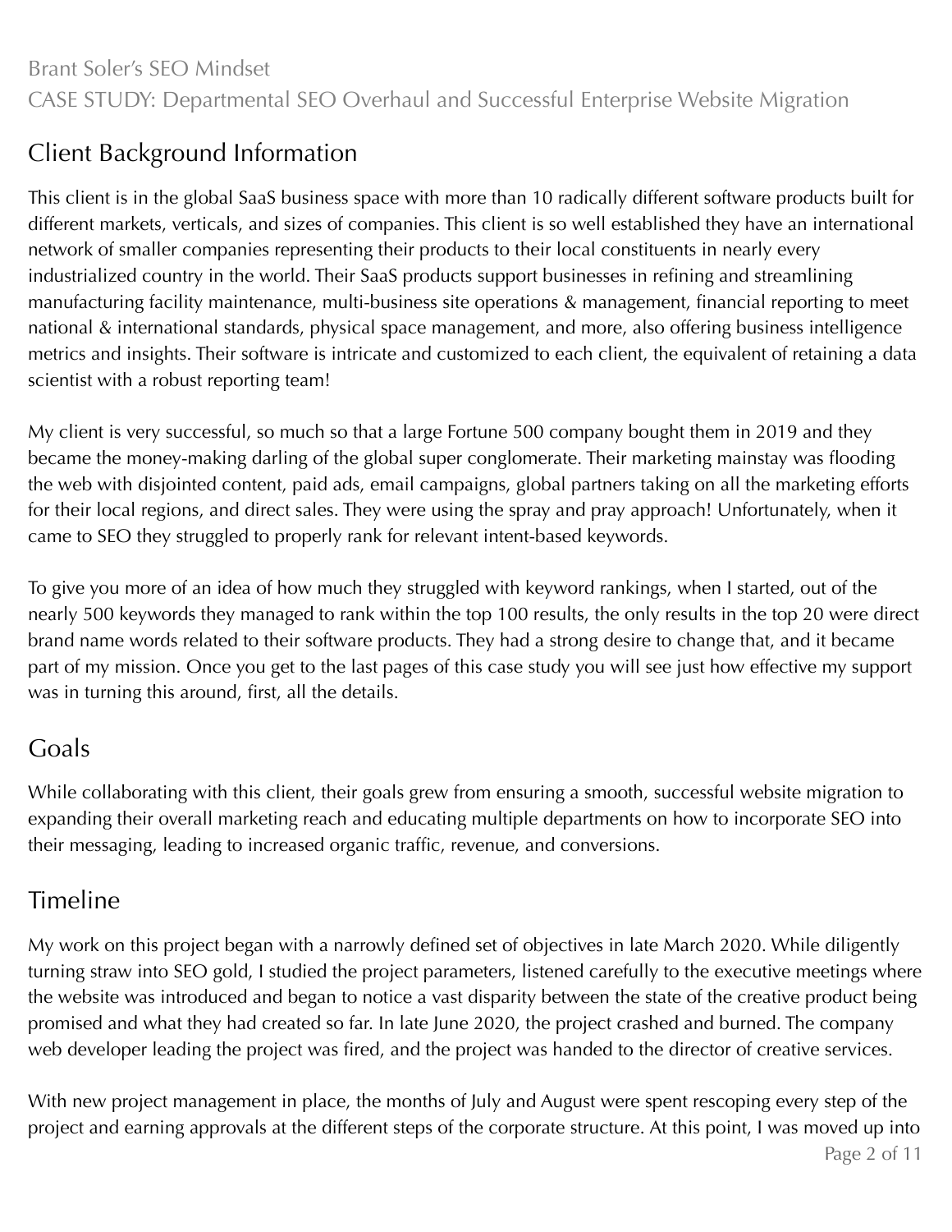## Client Background Information

This client is in the global SaaS business space with more than 10 radically different software products built for different markets, verticals, and sizes of companies. This client is so well established they have an international network of smaller companies representing their products to their local constituents in nearly every industrialized country in the world. Their SaaS products support businesses in refining and streamlining manufacturing facility maintenance, multi-business site operations & management, financial reporting to meet national & international standards, physical space management, and more, also offering business intelligence metrics and insights. Their software is intricate and customized to each client, the equivalent of retaining a data scientist with a robust reporting team!

My client is very successful, so much so that a large Fortune 500 company bought them in 2019 and they became the money-making darling of the global super conglomerate. Their marketing mainstay was flooding the web with disjointed content, paid ads, email campaigns, global partners taking on all the marketing efforts for their local regions, and direct sales. They were using the spray and pray approach! Unfortunately, when it came to SEO they struggled to properly rank for relevant intent-based keywords.

To give you more of an idea of how much they struggled with keyword rankings, when I started, out of the nearly 500 keywords they managed to rank within the top 100 results, the only results in the top 20 were direct brand name words related to their software products. They had a strong desire to change that, and it became part of my mission. Once you get to the last pages of this case study you will see just how effective my support was in turning this around, first, all the details.

## Goals

While collaborating with this client, their goals grew from ensuring a smooth, successful website migration to expanding their overall marketing reach and educating multiple departments on how to incorporate SEO into their messaging, leading to increased organic traffic, revenue, and conversions.

## Timeline

My work on this project began with a narrowly defined set of objectives in late March 2020. While diligently turning straw into SEO gold, I studied the project parameters, listened carefully to the executive meetings where the website was introduced and began to notice a vast disparity between the state of the creative product being promised and what they had created so far. In late June 2020, the project crashed and burned. The company web developer leading the project was fired, and the project was handed to the director of creative services.

With new project management in place, the months of July and August were spent rescoping every step of the project and earning approvals at the different steps of the corporate structure. At this point, I was moved up into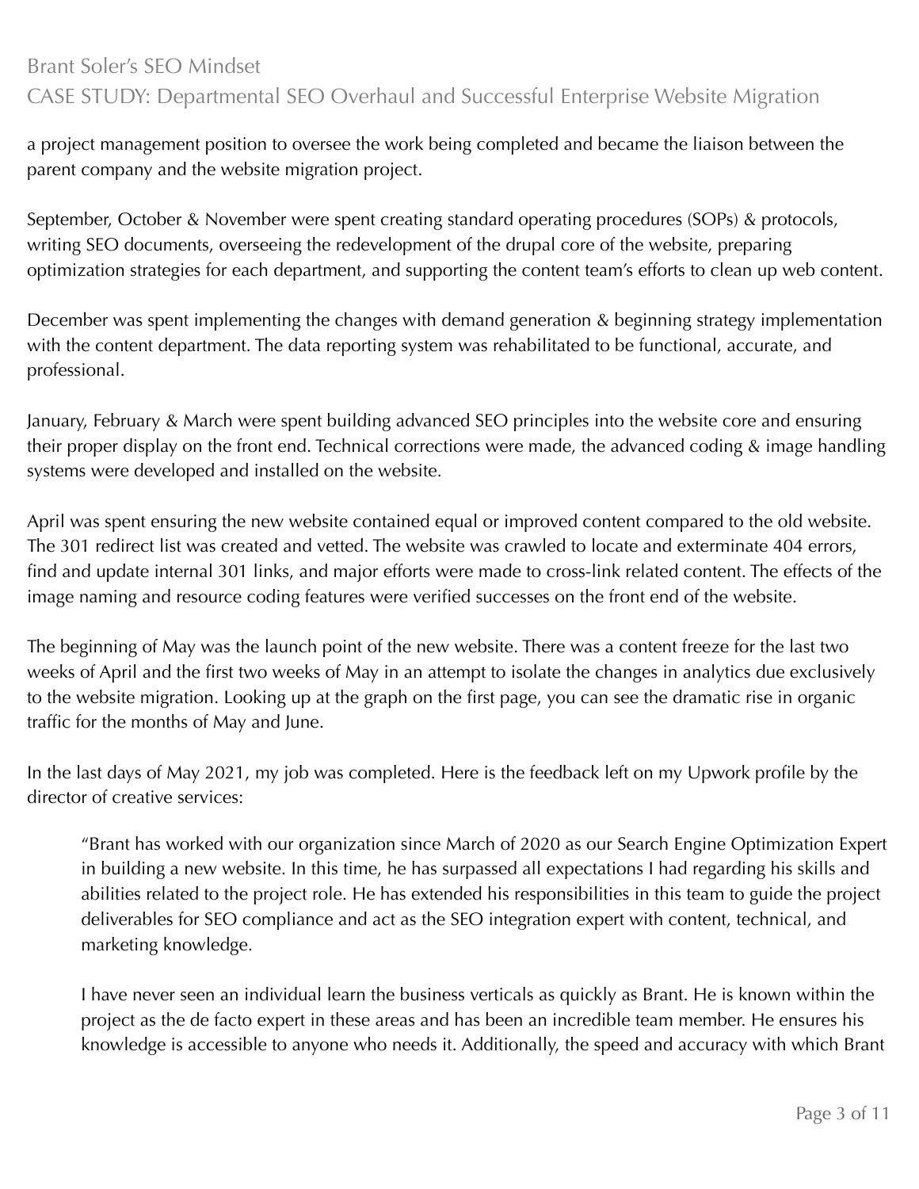a project management position to oversee the work being completed and became the liaison between the parent company and the website migration project.

September, October & November were spent creating standard operating procedures (SOPs) & protocols, writing SEO documents, overseeing the redevelopment of the drupal core of the website, preparing optimization strategies for each department, and supporting the content team's efforts to clean up web content.

December was spent implementing the changes with demand generation & beginning strategy implementation with the content department. The data reporting system was rehabilitated to be functional, accurate, and professional.

January, February & March were spent building advanced SEO principles into the website core and ensuring their proper display on the front end. Technical corrections were made, the advanced coding & image handling systems were developed and installed on the website.

April was spent ensuring the new website contained equal or improved content compared to the old website. The 301 redirect list was created and vetted. The website was crawled to locate and exterminate 404 errors, find and update internal 301 links, and major efforts were made to cross-link related content. The effects of the image naming and resource coding features were verified successes on the front end of the website.

The beginning of May was the launch point of the new website. There was a content freeze for the last two weeks of April and the first two weeks of May in an attempt to isolate the changes in analytics due exclusively to the website migration. Looking up at the graph on the first page, you can see the dramatic rise in organic traffic for the months of May and June.

In the last days of May 2021, my job was completed. Here is the feedback left on my Upwork profile by the director of creative services:

> "Brant has worked with our organization since March of 2020 as our Search Engine Optimization Expert in building a new website. In this time, he has surpassed all expectations I had regarding his skills and abilities related to the project role. He has extended his responsibilities in this team to guide the project deliverables for SEO compliance and act as the SEO integration expert with content, technical, and marketing knowledge.
>
> I have never seen an individual learn the business verticals as quickly as Brant. He is known within the project as the de facto expert in these areas and has been an incredible team member. He ensures his knowledge is accessible to anyone who needs it. Additionally, the speed and accuracy with which Brant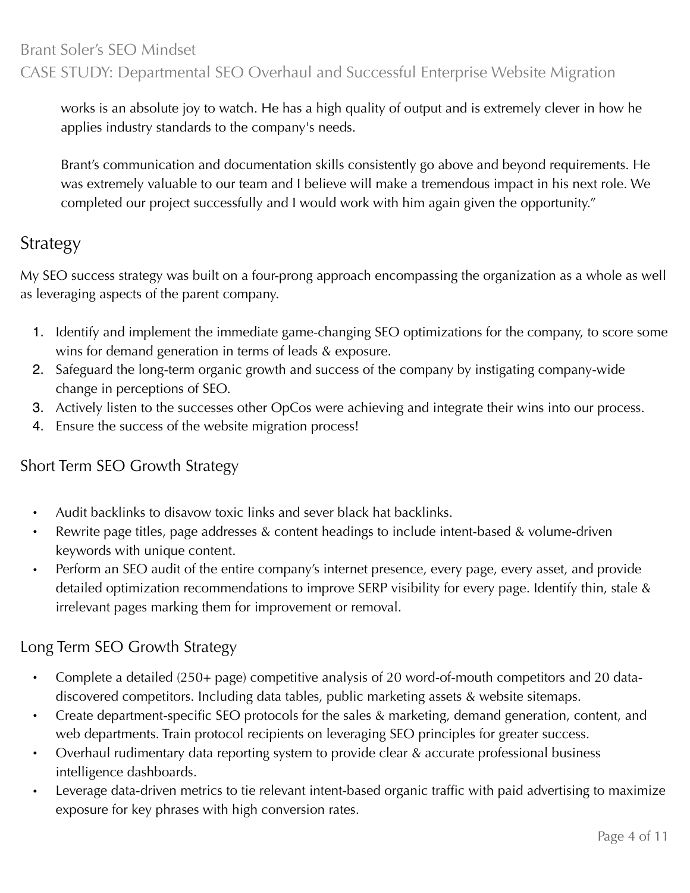works is an absolute joy to watch. He has a high quality of output and is extremely clever in how he applies industry standards to the company's needs.

Brant's communication and documentation skills consistently go above and beyond requirements. He was extremely valuable to our team and I believe will make a tremendous impact in his next role. We completed our project successfully and I would work with him again given the opportunity."

## Strategy

My SEO success strategy was built on a four-prong approach encompassing the organization as a whole as well as leveraging aspects of the parent company.

1. Identify and implement the immediate game-changing SEO optimizations for the company, to score some wins for demand generation in terms of leads & exposure.
2. Safeguard the long-term organic growth and success of the company by instigating company-wide change in perceptions of SEO.
3. Actively listen to the successes other OpCos were achieving and integrate their wins into our process.
4. Ensure the success of the website migration process!

### Short Term SEO Growth Strategy

- Audit backlinks to disavow toxic links and sever black hat backlinks.
- Rewrite page titles, page addresses & content headings to include intent-based & volume-driven keywords with unique content.
- Perform an SEO audit of the entire company's internet presence, every page, every asset, and provide detailed optimization recommendations to improve SERP visibility for every page. Identify thin, stale & irrelevant pages marking them for improvement or removal.

### Long Term SEO Growth Strategy

- Complete a detailed (250+ page) competitive analysis of 20 word-of-mouth competitors and 20 data-discovered competitors. Including data tables, public marketing assets & website sitemaps.
- Create department-specific SEO protocols for the sales & marketing, demand generation, content, and web departments. Train protocol recipients on leveraging SEO principles for greater success.
- Overhaul rudimentary data reporting system to provide clear & accurate professional business intelligence dashboards.
- Leverage data-driven metrics to tie relevant intent-based organic traffic with paid advertising to maximize exposure for key phrases with high conversion rates.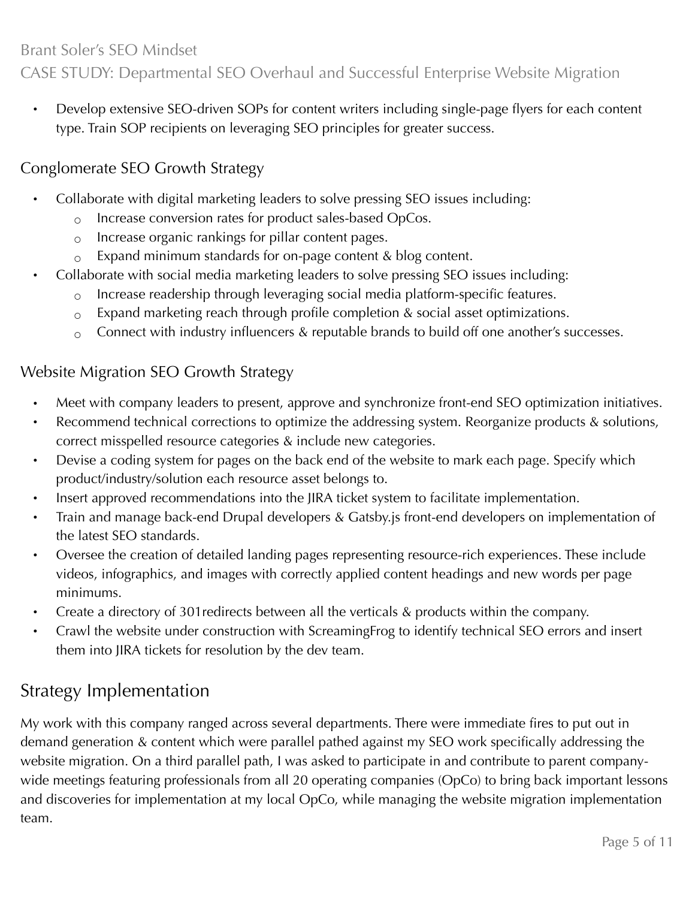- Develop extensive SEO-driven SOPs for content writers including single-page flyers for each content type. Train SOP recipients on leveraging SEO principles for greater success.

### Conglomerate SEO Growth Strategy

- Collaborate with digital marketing leaders to solve pressing SEO issues including:
  - Increase conversion rates for product sales-based OpCos.
  - Increase organic rankings for pillar content pages.
  - Expand minimum standards for on-page content & blog content.
- Collaborate with social media marketing leaders to solve pressing SEO issues including:
  - Increase readership through leveraging social media platform-specific features.
  - Expand marketing reach through profile completion & social asset optimizations.
  - Connect with industry influencers & reputable brands to build off one another's successes.

### Website Migration SEO Growth Strategy

- Meet with company leaders to present, approve and synchronize front-end SEO optimization initiatives.
- Recommend technical corrections to optimize the addressing system. Reorganize products & solutions, correct misspelled resource categories & include new categories.
- Devise a coding system for pages on the back end of the website to mark each page. Specify which product/industry/solution each resource asset belongs to.
- Insert approved recommendations into the JIRA ticket system to facilitate implementation.
- Train and manage back-end Drupal developers & Gatsby.js front-end developers on implementation of the latest SEO standards.
- Oversee the creation of detailed landing pages representing resource-rich experiences. These include videos, infographics, and images with correctly applied content headings and new words per page minimums.
- Create a directory of 301redirects between all the verticals & products within the company.
- Crawl the website under construction with ScreamingFrog to identify technical SEO errors and insert them into JIRA tickets for resolution by the dev team.

## Strategy Implementation

My work with this company ranged across several departments. There were immediate fires to put out in demand generation & content which were parallel pathed against my SEO work specifically addressing the website migration. On a third parallel path, I was asked to participate in and contribute to parent company-wide meetings featuring professionals from all 20 operating companies (OpCo) to bring back important lessons and discoveries for implementation at my local OpCo, while managing the website migration implementation team.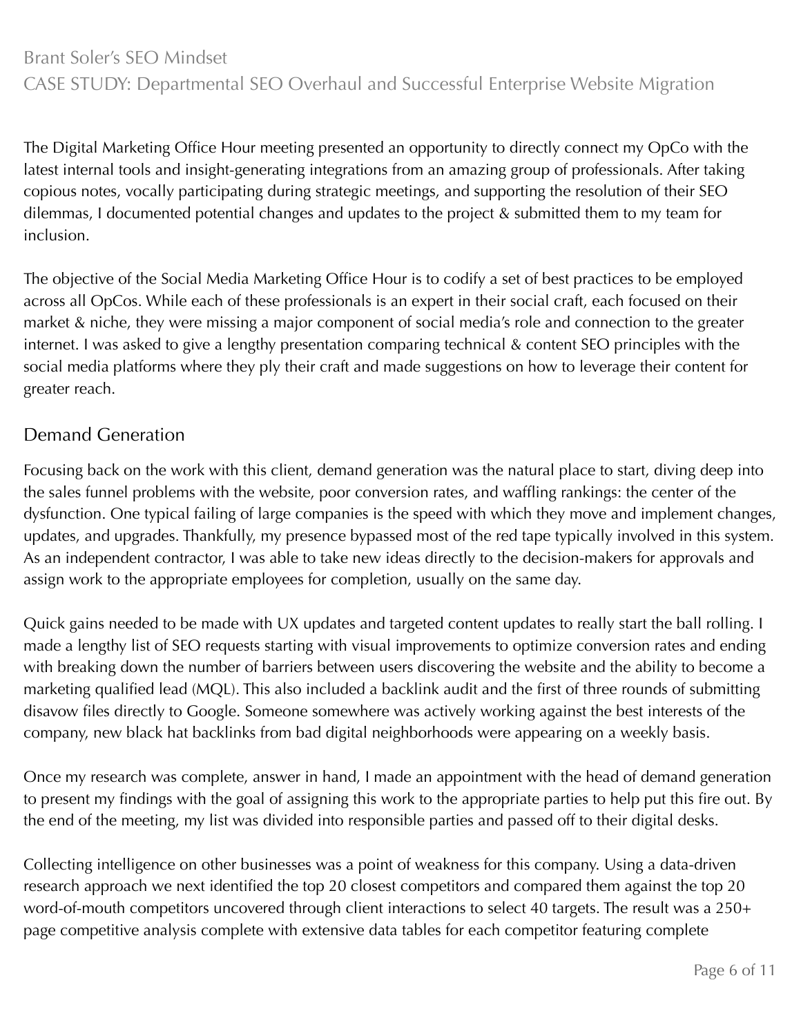The Digital Marketing Office Hour meeting presented an opportunity to directly connect my OpCo with the latest internal tools and insight-generating integrations from an amazing group of professionals. After taking copious notes, vocally participating during strategic meetings, and supporting the resolution of their SEO dilemmas, I documented potential changes and updates to the project & submitted them to my team for inclusion.

The objective of the Social Media Marketing Office Hour is to codify a set of best practices to be employed across all OpCos. While each of these professionals is an expert in their social craft, each focused on their market & niche, they were missing a major component of social media's role and connection to the greater internet. I was asked to give a lengthy presentation comparing technical & content SEO principles with the social media platforms where they ply their craft and made suggestions on how to leverage their content for greater reach.

## Demand Generation

Focusing back on the work with this client, demand generation was the natural place to start, diving deep into the sales funnel problems with the website, poor conversion rates, and waffling rankings: the center of the dysfunction. One typical failing of large companies is the speed with which they move and implement changes, updates, and upgrades. Thankfully, my presence bypassed most of the red tape typically involved in this system. As an independent contractor, I was able to take new ideas directly to the decision-makers for approvals and assign work to the appropriate employees for completion, usually on the same day.

Quick gains needed to be made with UX updates and targeted content updates to really start the ball rolling. I made a lengthy list of SEO requests starting with visual improvements to optimize conversion rates and ending with breaking down the number of barriers between users discovering the website and the ability to become a marketing qualified lead (MQL). This also included a backlink audit and the first of three rounds of submitting disavow files directly to Google. Someone somewhere was actively working against the best interests of the company, new black hat backlinks from bad digital neighborhoods were appearing on a weekly basis.

Once my research was complete, answer in hand, I made an appointment with the head of demand generation to present my findings with the goal of assigning this work to the appropriate parties to help put this fire out. By the end of the meeting, my list was divided into responsible parties and passed off to their digital desks.

Collecting intelligence on other businesses was a point of weakness for this company. Using a data-driven research approach we next identified the top 20 closest competitors and compared them against the top 20 word-of-mouth competitors uncovered through client interactions to select 40 targets. The result was a 250+ page competitive analysis complete with extensive data tables for each competitor featuring complete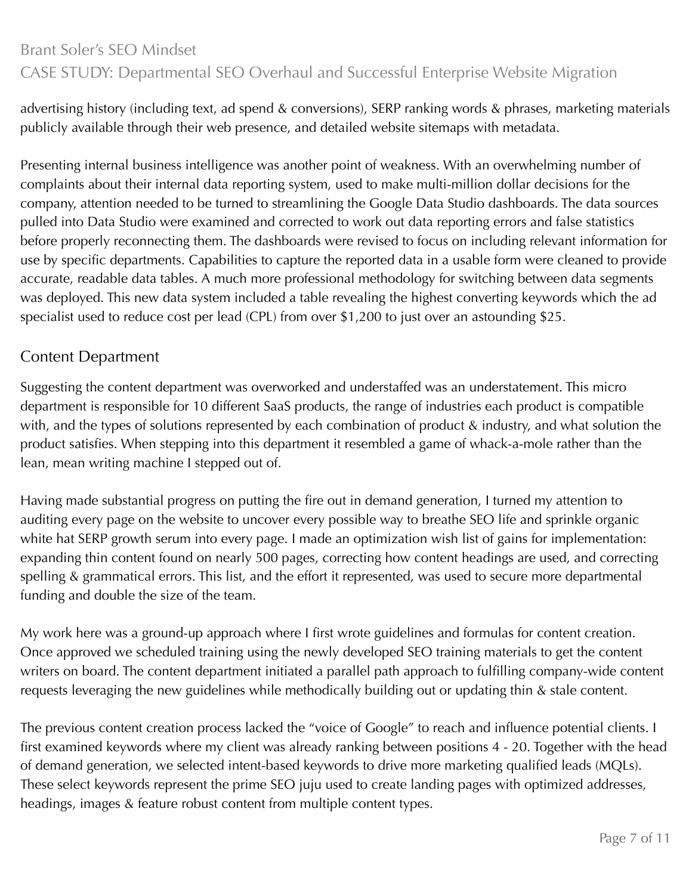advertising history (including text, ad spend & conversions), SERP ranking words & phrases, marketing materials publicly available through their web presence, and detailed website sitemaps with metadata.

Presenting internal business intelligence was another point of weakness. With an overwhelming number of complaints about their internal data reporting system, used to make multi-million dollar decisions for the company, attention needed to be turned to streamlining the Google Data Studio dashboards. The data sources pulled into Data Studio were examined and corrected to work out data reporting errors and false statistics before properly reconnecting them. The dashboards were revised to focus on including relevant information for use by specific departments. Capabilities to capture the reported data in a usable form were cleaned to provide accurate, readable data tables. A much more professional methodology for switching between data segments was deployed. This new data system included a table revealing the highest converting keywords which the ad specialist used to reduce cost per lead (CPL) from over $1,200 to just over an astounding $25.

## Content Department

Suggesting the content department was overworked and understaffed was an understatement. This micro department is responsible for 10 different SaaS products, the range of industries each product is compatible with, and the types of solutions represented by each combination of product & industry, and what solution the product satisfies. When stepping into this department it resembled a game of whack-a-mole rather than the lean, mean writing machine I stepped out of.

Having made substantial progress on putting the fire out in demand generation, I turned my attention to auditing every page on the website to uncover every possible way to breathe SEO life and sprinkle organic white hat SERP growth serum into every page. I made an optimization wish list of gains for implementation: expanding thin content found on nearly 500 pages, correcting how content headings are used, and correcting spelling & grammatical errors. This list, and the effort it represented, was used to secure more departmental funding and double the size of the team.

My work here was a ground-up approach where I first wrote guidelines and formulas for content creation. Once approved we scheduled training using the newly developed SEO training materials to get the content writers on board. The content department initiated a parallel path approach to fulfilling company-wide content requests leveraging the new guidelines while methodically building out or updating thin & stale content.

The previous content creation process lacked the "voice of Google" to reach and influence potential clients. I first examined keywords where my client was already ranking between positions 4 - 20. Together with the head of demand generation, we selected intent-based keywords to drive more marketing qualified leads (MQLs). These select keywords represent the prime SEO juju used to create landing pages with optimized addresses, headings, images & feature robust content from multiple content types.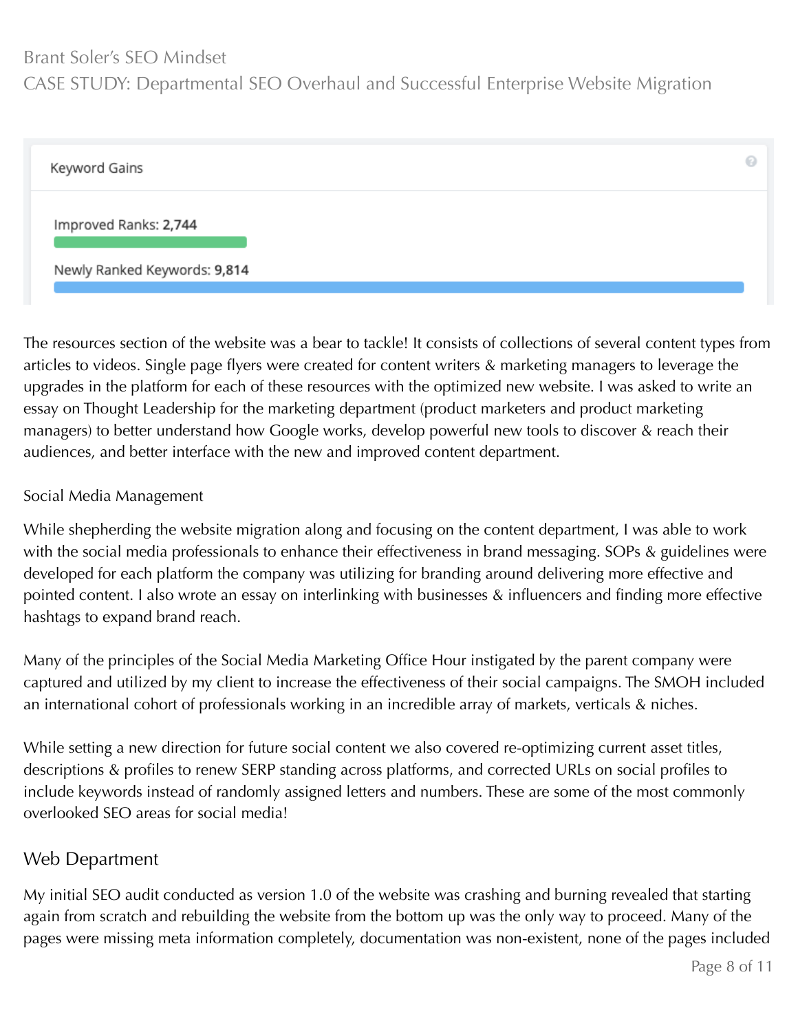Keyword Gains

Improved Ranks: **2,744**

Newly Ranked Keywords: **9,814**

The resources section of the website was a bear to tackle! It consists of collections of several content types from articles to videos. Single page flyers were created for content writers & marketing managers to leverage the upgrades in the platform for each of these resources with the optimized new website. I was asked to write an essay on Thought Leadership for the marketing department (product marketers and product marketing managers) to better understand how Google works, develop powerful new tools to discover & reach their audiences, and better interface with the new and improved content department.

### Social Media Management

While shepherding the website migration along and focusing on the content department, I was able to work with the social media professionals to enhance their effectiveness in brand messaging. SOPs & guidelines were developed for each platform the company was utilizing for branding around delivering more effective and pointed content. I also wrote an essay on interlinking with businesses & influencers and finding more effective hashtags to expand brand reach.

Many of the principles of the Social Media Marketing Office Hour instigated by the parent company were captured and utilized by my client to increase the effectiveness of their social campaigns. The SMOH included an international cohort of professionals working in an incredible array of markets, verticals & niches.

While setting a new direction for future social content we also covered re-optimizing current asset titles, descriptions & profiles to renew SERP standing across platforms, and corrected URLs on social profiles to include keywords instead of randomly assigned letters and numbers. These are some of the most commonly overlooked SEO areas for social media!

## Web Department

My initial SEO audit conducted as version 1.0 of the website was crashing and burning revealed that starting again from scratch and rebuilding the website from the bottom up was the only way to proceed. Many of the pages were missing meta information completely, documentation was non-existent, none of the pages included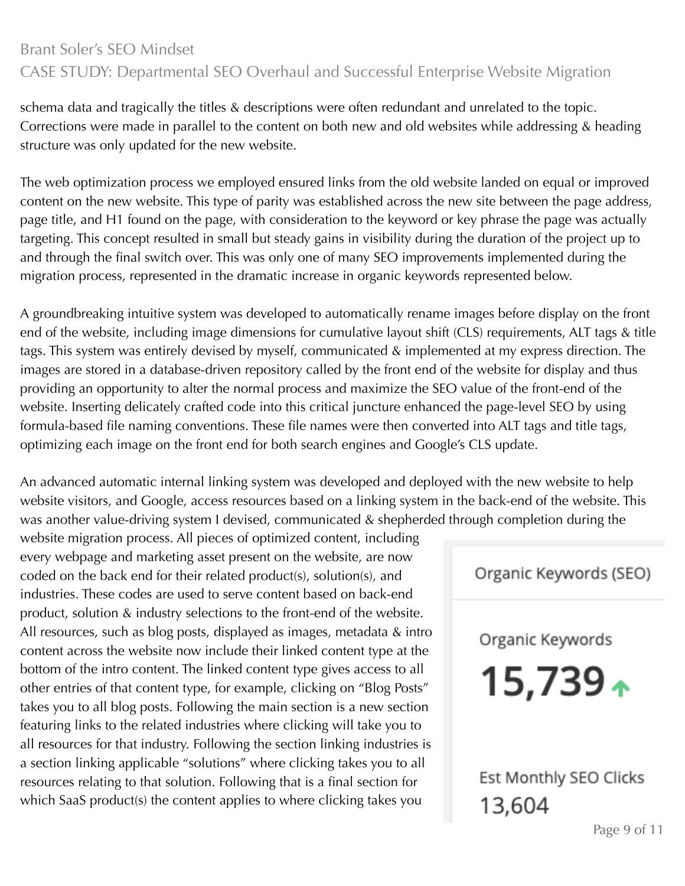schema data and tragically the titles & descriptions were often redundant and unrelated to the topic. Corrections were made in parallel to the content on both new and old websites while addressing & heading structure was only updated for the new website.

The web optimization process we employed ensured links from the old website landed on equal or improved content on the new website. This type of parity was established across the new site between the page address, page title, and H1 found on the page, with consideration to the keyword or key phrase the page was actually targeting. This concept resulted in small but steady gains in visibility during the duration of the project up to and through the final switch over. This was only one of many SEO improvements implemented during the migration process, represented in the dramatic increase in organic keywords represented below.

A groundbreaking intuitive system was developed to automatically rename images before display on the front end of the website, including image dimensions for cumulative layout shift (CLS) requirements, ALT tags & title tags. This system was entirely devised by myself, communicated & implemented at my express direction. The images are stored in a database-driven repository called by the front end of the website for display and thus providing an opportunity to alter the normal process and maximize the SEO value of the front-end of the website. Inserting delicately crafted code into this critical juncture enhanced the page-level SEO by using formula-based file naming conventions. These file names were then converted into ALT tags and title tags, optimizing each image on the front end for both search engines and Google's CLS update.

An advanced automatic internal linking system was developed and deployed with the new website to help website visitors, and Google, access resources based on a linking system in the back-end of the website. This was another value-driving system I devised, communicated & shepherded through completion during the website migration process. All pieces of optimized content, including every webpage and marketing asset present on the website, are now coded on the back end for their related product(s), solution(s), and industries. These codes are used to serve content based on back-end product, solution & industry selections to the front-end of the website. All resources, such as blog posts, displayed as images, metadata & intro content across the website now include their linked content type at the bottom of the intro content. The linked content type gives access to all other entries of that content type, for example, clicking on "Blog Posts" takes you to all blog posts. Following the main section is a new section featuring links to the related industries where clicking will take you to all resources for that industry. Following the section linking industries is a section linking applicable "solutions" where clicking takes you to all resources relating to that solution. Following that is a final section for which SaaS product(s) the content applies to where clicking takes you

Organic Keywords (SEO)

Organic Keywords
**15,739** ↑

Est Monthly SEO Clicks
13,604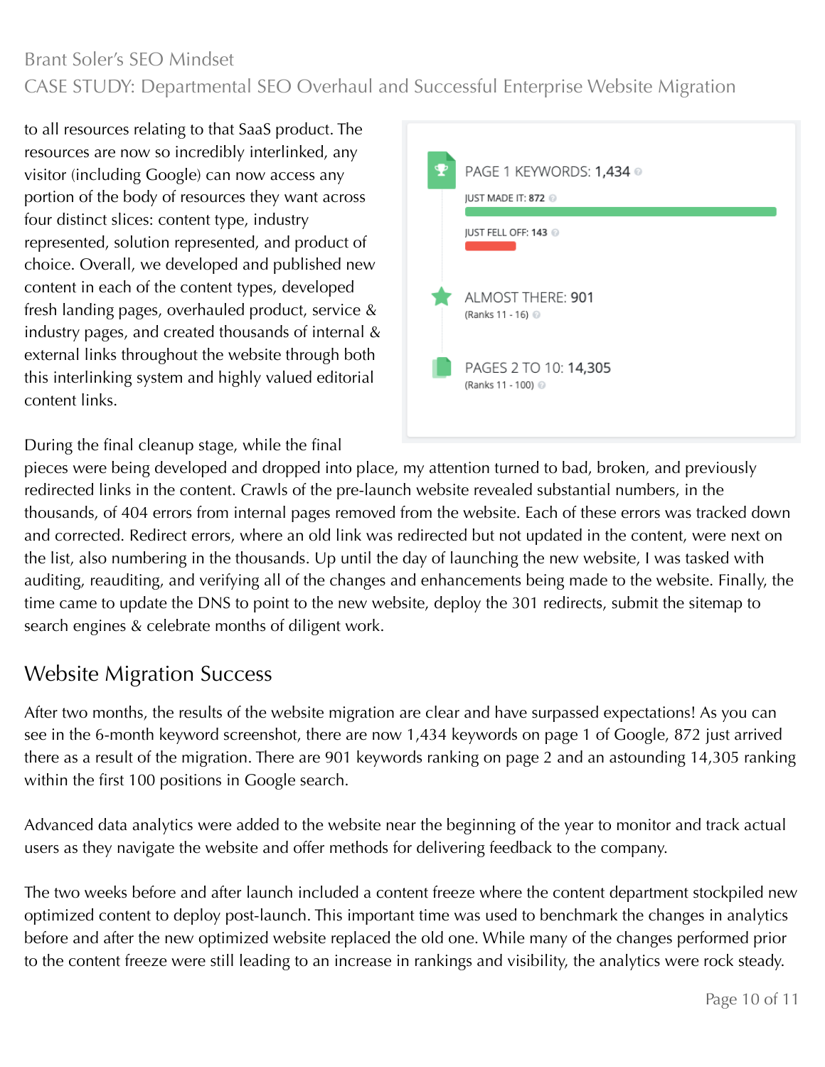to all resources relating to that SaaS product. The resources are now so incredibly interlinked, any visitor (including Google) can now access any portion of the body of resources they want across four distinct slices: content type, industry represented, solution represented, and product of choice. Overall, we developed and published new content in each of the content types, developed fresh landing pages, overhauled product, service & industry pages, and created thousands of internal & external links throughout the website through both this interlinking system and highly valued editorial content links.

PAGE 1 KEYWORDS: 1,434

JUST MADE IT: 872

JUST FELL OFF: 143

ALMOST THERE: 901
(Ranks 11 - 16)

PAGES 2 TO 10: 14,305
(Ranks 11 - 100)

During the final cleanup stage, while the final pieces were being developed and dropped into place, my attention turned to bad, broken, and previously redirected links in the content. Crawls of the pre-launch website revealed substantial numbers, in the thousands, of 404 errors from internal pages removed from the website. Each of these errors was tracked down and corrected. Redirect errors, where an old link was redirected but not updated in the content, were next on the list, also numbering in the thousands. Up until the day of launching the new website, I was tasked with auditing, reauditing, and verifying all of the changes and enhancements being made to the website. Finally, the time came to update the DNS to point to the new website, deploy the 301 redirects, submit the sitemap to search engines & celebrate months of diligent work.

## Website Migration Success

After two months, the results of the website migration are clear and have surpassed expectations! As you can see in the 6-month keyword screenshot, there are now 1,434 keywords on page 1 of Google, 872 just arrived there as a result of the migration. There are 901 keywords ranking on page 2 and an astounding 14,305 ranking within the first 100 positions in Google search.

Advanced data analytics were added to the website near the beginning of the year to monitor and track actual users as they navigate the website and offer methods for delivering feedback to the company.

The two weeks before and after launch included a content freeze where the content department stockpiled new optimized content to deploy post-launch. This important time was used to benchmark the changes in analytics before and after the new optimized website replaced the old one. While many of the changes performed prior to the content freeze were still leading to an increase in rankings and visibility, the analytics were rock steady.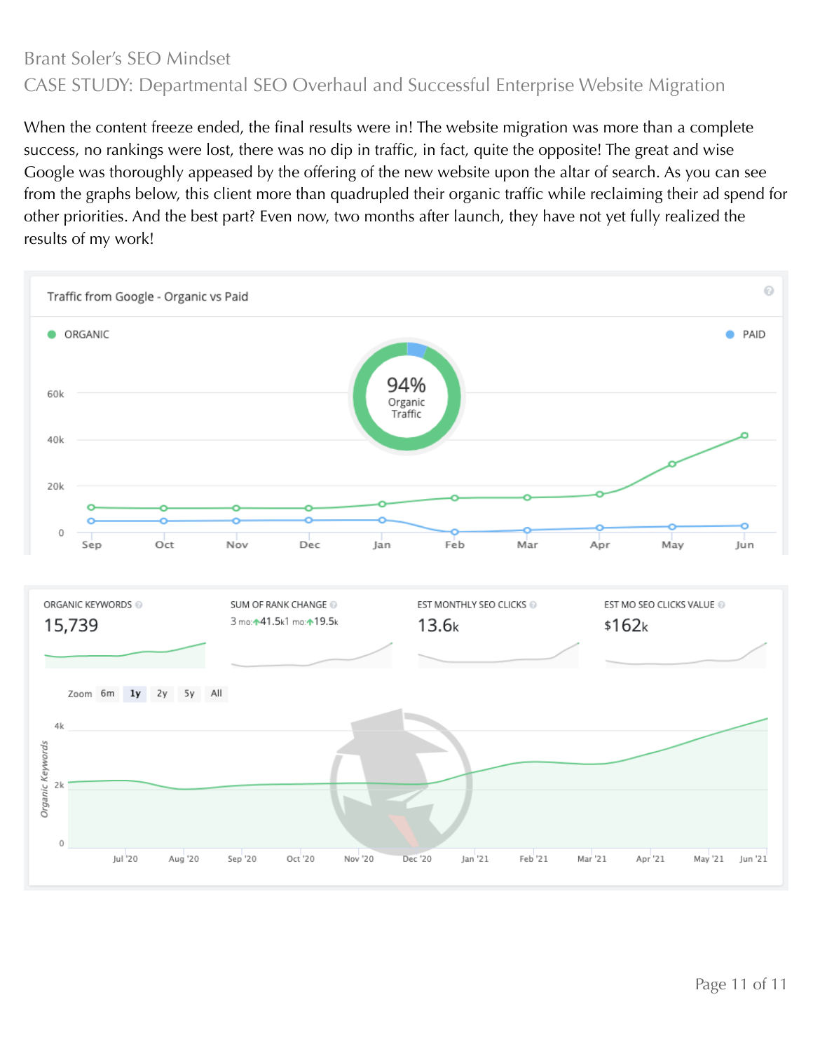Brant Soler's SEO Mindset

CASE STUDY: Departmental SEO Overhaul and Successful Enterprise Website Migration

When the content freeze ended, the final results were in! The website migration was more than a complete success, no rankings were lost, there was no dip in traffic, in fact, quite the opposite! The great and wise Google was thoroughly appeased by the offering of the new website upon the altar of search. As you can see from the graphs below, this client more than quadrupled their organic traffic while reclaiming their ad spend for other priorities. And the best part? Even now, two months after launch, they have not yet fully realized the results of my work!

Traffic from Google - Organic vs Paid

ORGANIC

PAID

94% Organic Traffic

60k
40k
20k
0

Sep Oct Nov Dec Jan Feb Mar Apr May Jun

ORGANIC KEYWORDS
15,739

SUM OF RANK CHANGE
3 mo: 41.5k 1 mo: 19.5k

EST MONTHLY SEO CLICKS
13.6k

EST MO SEO CLICKS VALUE
$162k

Zoom 6m 1y 2y 5y All

Organic Keywords

4k
2k
0

Jul '20 Aug '20 Sep '20 Oct '20 Nov '20 Dec '20 Jan '21 Feb '21 Mar '21 Apr '21 May '21 Jun '21